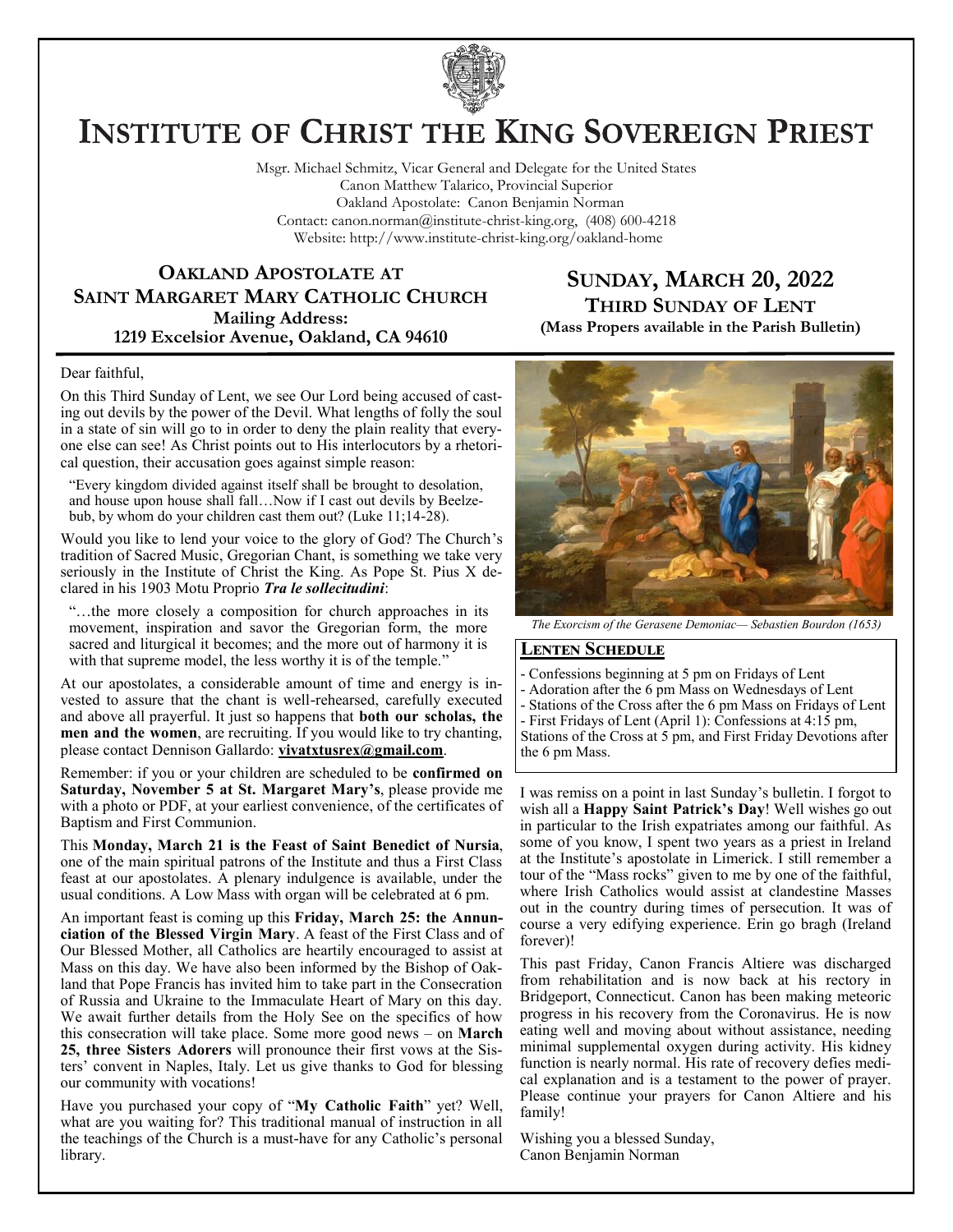# Institute of Christ the King Sovereign Priest

Msgr. Michael Schmitz, Vicar General and Delegate for the United States
Canon Matthew Talarico, Provincial Superior
Oakland Apostolate: Canon Benjamin Norman
Contact: canon.norman@institute-christ-king.org, (408) 600-4218
Website: http://www.institute-christ-king.org/oakland-home

## Oakland Apostolate at Saint Margaret Mary Catholic Church

**Mailing Address:**
**1219 Excelsior Avenue, Oakland, CA 94610**

## Sunday, March 20, 2022
### Third Sunday of Lent

**(Mass Propers available in the Parish Bulletin)**

Dear faithful,

On this Third Sunday of Lent, we see Our Lord being accused of casting out devils by the power of the Devil. What lengths of folly the soul in a state of sin will go to in order to deny the plain reality that everyone else can see! As Christ points out to His interlocutors by a rhetorical question, their accusation goes against simple reason:

> "Every kingdom divided against itself shall be brought to desolation, and house upon house shall fall…Now if I cast out devils by Beelzebub, by whom do your children cast them out? (Luke 11;14-28).

Would you like to lend your voice to the glory of God? The Church's tradition of Sacred Music, Gregorian Chant, is something we take very seriously in the Institute of Christ the King. As Pope St. Pius X declared in his 1903 Motu Proprio ***Tra le sollecitudini***:

> "…the more closely a composition for church approaches in its movement, inspiration and savor the Gregorian form, the more sacred and liturgical it becomes; and the more out of harmony it is with that supreme model, the less worthy it is of the temple."

At our apostolates, a considerable amount of time and energy is invested to assure that the chant is well-rehearsed, carefully executed and above all prayerful. It just so happens that **both our scholas, the men and the women**, are recruiting. If you would like to try chanting, please contact Dennison Gallardo: **vivatxtusrex@gmail.com**.

Remember: if you or your children are scheduled to be **confirmed on Saturday, November 5 at St. Margaret Mary's**, please provide me with a photo or PDF, at your earliest convenience, of the certificates of Baptism and First Communion.

This **Monday, March 21 is the Feast of Saint Benedict of Nursia**, one of the main spiritual patrons of the Institute and thus a First Class feast at our apostolates. A plenary indulgence is available, under the usual conditions. A Low Mass with organ will be celebrated at 6 pm.

An important feast is coming up this **Friday, March 25: the Annunciation of the Blessed Virgin Mary**. A feast of the First Class and of Our Blessed Mother, all Catholics are heartily encouraged to assist at Mass on this day. We have also been informed by the Bishop of Oakland that Pope Francis has invited him to take part in the Consecration of Russia and Ukraine to the Immaculate Heart of Mary on this day. We await further details from the Holy See on the specifics of how this consecration will take place. Some more good news – on **March 25, three Sisters Adorers** will pronounce their first vows at the Sisters' convent in Naples, Italy. Let us give thanks to God for blessing our community with vocations!

Have you purchased your copy of "**My Catholic Faith**" yet? Well, what are you waiting for? This traditional manual of instruction in all the teachings of the Church is a must-have for any Catholic's personal library.

*The Exorcism of the Gerasene Demoniac— Sebastien Bourdon (1653)*

### Lenten Schedule

- Confessions beginning at 5 pm on Fridays of Lent
- Adoration after the 6 pm Mass on Wednesdays of Lent
- Stations of the Cross after the 6 pm Mass on Fridays of Lent
- First Fridays of Lent (April 1): Confessions at 4:15 pm, Stations of the Cross at 5 pm, and First Friday Devotions after the 6 pm Mass.

I was remiss on a point in last Sunday's bulletin. I forgot to wish all a **Happy Saint Patrick's Day**! Well wishes go out in particular to the Irish expatriates among our faithful. As some of you know, I spent two years as a priest in Ireland at the Institute's apostolate in Limerick. I still remember a tour of the "Mass rocks" given to me by one of the faithful, where Irish Catholics would assist at clandestine Masses out in the country during times of persecution. It was of course a very edifying experience. Erin go bragh (Ireland forever)!

This past Friday, Canon Francis Altiere was discharged from rehabilitation and is now back at his rectory in Bridgeport, Connecticut. Canon has been making meteoric progress in his recovery from the Coronavirus. He is now eating well and moving about without assistance, needing minimal supplemental oxygen during activity. His kidney function is nearly normal. His rate of recovery defies medical explanation and is a testament to the power of prayer. Please continue your prayers for Canon Altiere and his family!

Wishing you a blessed Sunday,
Canon Benjamin Norman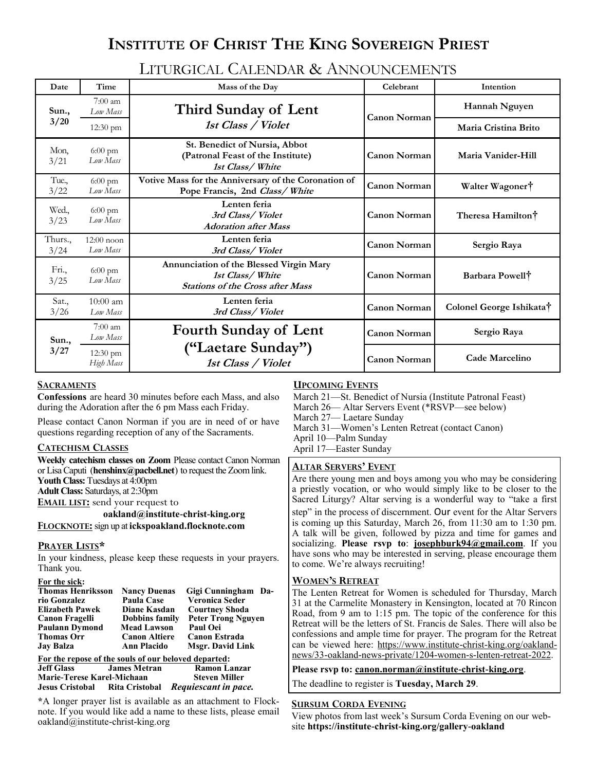# Institute of Christ The King Sovereign Priest

## Liturgical Calendar & Announcements

| Date | Time | Mass of the Day | Celebrant | Intention |
|---|---|---|---|---|
| **Sun., 3/20** | 7:00 am *Low Mass* | **Third Sunday of Lent** *1st Class / Violet* | **Canon Norman** | **Hannah Nguyen** |
| | 12:30 pm | | | **Maria Cristina Brito** |
| Mon, 3/21 | 6:00 pm *Low Mass* | **St. Benedict of Nursia, Abbot (Patronal Feast of the Institute)** ***1st Class/ White*** | **Canon Norman** | **Maria Vanider-Hill** |
| Tue., 3/22 | 6:00 pm *Low Mass* | **Votive Mass for the Anniversary of the Coronation of Pope Francis, 2nd *Class/ White*** | **Canon Norman** | **Walter Wagoner†** |
| Wed., 3/23 | 6:00 pm *Low Mass* | **Lenten feria** ***3rd Class/ Violet*** ***Adoration after Mass*** | **Canon Norman** | **Theresa Hamilton†** |
| Thurs., 3/24 | 12:00 noon *Low Mass* | **Lenten feria** ***3rd Class/ Violet*** | **Canon Norman** | **Sergio Raya** |
| Fri., 3/25 | 6:00 pm *Low Mass* | **Annunciation of the Blessed Virgin Mary** ***1st Class/ White*** ***Stations of the Cross after Mass*** | **Canon Norman** | **Barbara Powell†** |
| Sat., 3/26 | 10:00 am *Low Mass* | **Lenten feria** ***3rd Class/ Violet*** | **Canon Norman** | **Colonel George Ishikata†** |
| **Sun., 3/27** | 7:00 am *Low Mass* | **Fourth Sunday of Lent ("Laetare Sunday")** *1st Class / Violet* | **Canon Norman** | **Sergio Raya** |
| | 12:30 pm *High Mass* | | **Canon Norman** | **Cade Marcelino** |

### Sacraments

**Confessions** are heard 30 minutes before each Mass, and also during the Adoration after the 6 pm Mass each Friday.

Please contact Canon Norman if you are in need of or have questions regarding reception of any of the Sacraments.

### Catechism Classes

**Weekly catechism classes on Zoom** Please contact Canon Norman or Lisa Caputi (**henshinx@pacbell.net**) to request the Zoom link.
**Youth Class:** Tuesdays at 4:00pm
**Adult Class:** Saturdays, at 2:30pm

**Email list:** send your request to **oakland@institute-christ-king.org**

**Flocknote:** sign up at **ickspoakland.flocknote.com**

### Prayer Lists*

In your kindness, please keep these requests in your prayers. Thank you.

**For the sick:**
**Thomas Henriksson, Nancy Duenas, Gigi Cunningham, Dario Gonzalez, Paula Case, Veronica Seder, Elizabeth Pawek, Diane Kasdan, Courtney Shoda, Canon Fragelli, Dobbins family, Peter Trong Nguyen, Paulann Dymond, Mead Lawson, Paul Oei, Thomas Orr, Canon Altiere, Canon Estrada, Jay Balza, Ann Placido, Msgr. David Link**

**For the repose of the souls of our beloved departed:**
**Jeff Glass, James Metran, Ramon Lanzar, Marie-Terese Karel-Michaan, Steven Miller, Jesus Cristobal, Rita Cristobal** ***Requiescant in pace.***

*A longer prayer list is available as an attachment to Flocknote. If you would like add a name to these lists, please email oakland@institute-christ-king.org

### Upcoming Events

March 21—St. Benedict of Nursia (Institute Patronal Feast)
March 26— Altar Servers Event (*RSVP—see below)
March 27— Laetare Sunday
March 31—Women's Lenten Retreat (contact Canon)
April 10—Palm Sunday
April 17—Easter Sunday

### Altar Servers' Event

Are there young men and boys among you who may be considering a priestly vocation, or who would simply like to be closer to the Sacred Liturgy? Altar serving is a wonderful way to "take a first step" in the process of discernment. Our event for the Altar Servers is coming up this Saturday, March 26, from 11:30 am to 1:30 pm. A talk will be given, followed by pizza and time for games and socializing. **Please rsvp to**: **josephburk94@gmail.com**. If you have sons who may be interested in serving, please encourage them to come. We're always recruiting!

### Women's Retreat

The Lenten Retreat for Women is scheduled for Thursday, March 31 at the Carmelite Monastery in Kensington, located at 70 Rincon Road, from 9 am to 1:15 pm. The topic of the conference for this Retreat will be the letters of St. Francis de Sales. There will also be confessions and ample time for prayer. The program for the Retreat can be viewed here: https://www.institute-christ-king.org/oakland-news/33-oakland-news-private/1204-women-s-lenten-retreat-2022.

**Please rsvp to: canon.norman@institute-christ-king.org**.

The deadline to register is **Tuesday, March 29**.

### Sursum Corda Evening

View photos from last week's Sursum Corda Evening on our website **https://institute-christ-king.org/gallery-oakland**